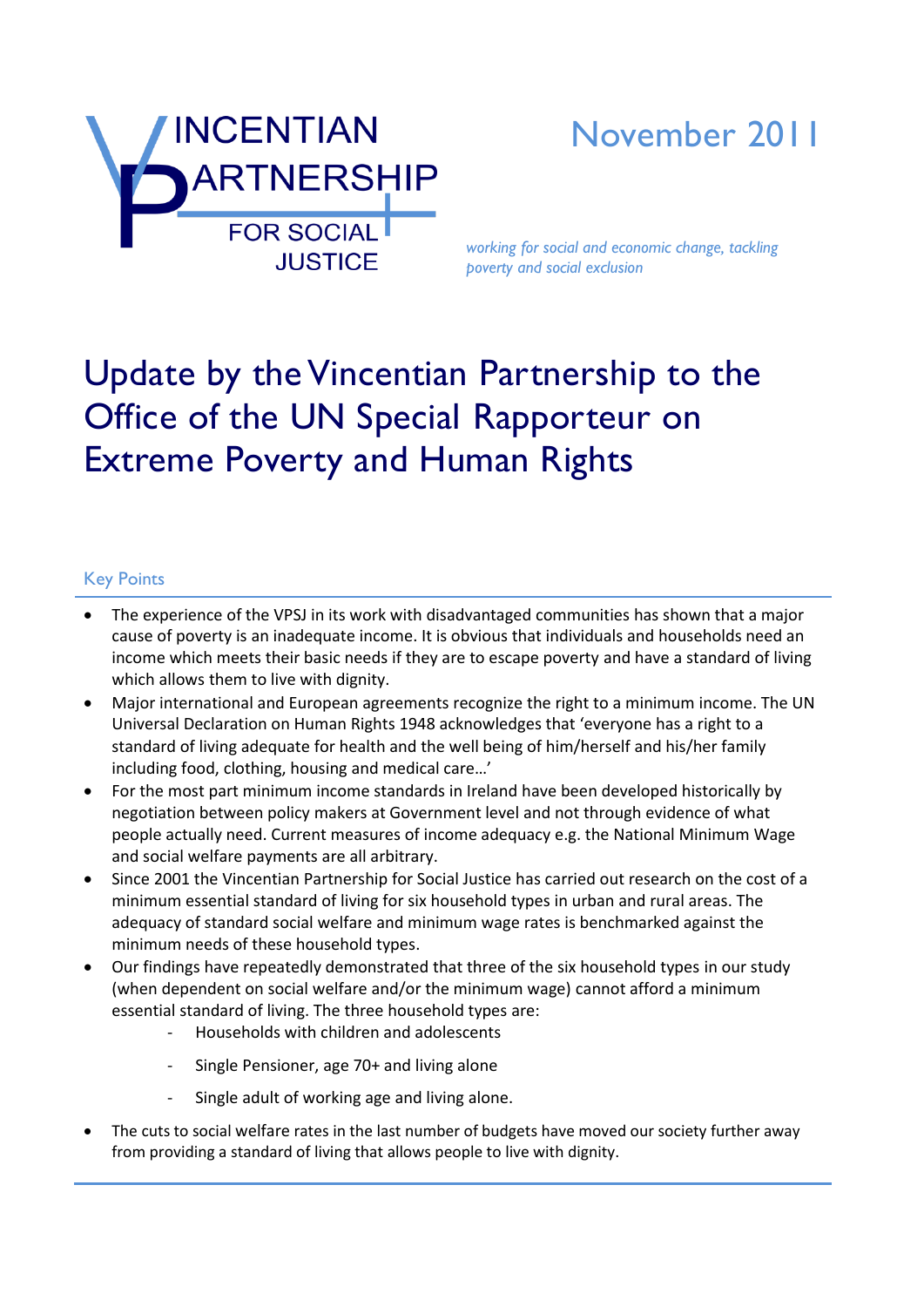VINCENTIAN PARTNERSHIP FOR SOCIAL JUSTICE

November 2011

*working for social and economic change, tackling poverty and social exclusion*

# Update by the Vincentian Partnership to the Office of the UN Special Rapporteur on Extreme Poverty and Human Rights

## Key Points

- The experience of the VPSJ in its work with disadvantaged communities has shown that a major cause of poverty is an inadequate income. It is obvious that individuals and households need an income which meets their basic needs if they are to escape poverty and have a standard of living which allows them to live with dignity.
- Major international and European agreements recognize the right to a minimum income. The UN Universal Declaration on Human Rights 1948 acknowledges that 'everyone has a right to a standard of living adequate for health and the well being of him/herself and his/her family including food, clothing, housing and medical care…'
- For the most part minimum income standards in Ireland have been developed historically by negotiation between policy makers at Government level and not through evidence of what people actually need. Current measures of income adequacy e.g. the National Minimum Wage and social welfare payments are all arbitrary.
- Since 2001 the Vincentian Partnership for Social Justice has carried out research on the cost of a minimum essential standard of living for six household types in urban and rural areas. The adequacy of standard social welfare and minimum wage rates is benchmarked against the minimum needs of these household types.
- Our findings have repeatedly demonstrated that three of the six household types in our study (when dependent on social welfare and/or the minimum wage) cannot afford a minimum essential standard of living. The three household types are:
    - Households with children and adolescents
    - Single Pensioner, age 70+ and living alone
    - Single adult of working age and living alone.
- The cuts to social welfare rates in the last number of budgets have moved our society further away from providing a standard of living that allows people to live with dignity.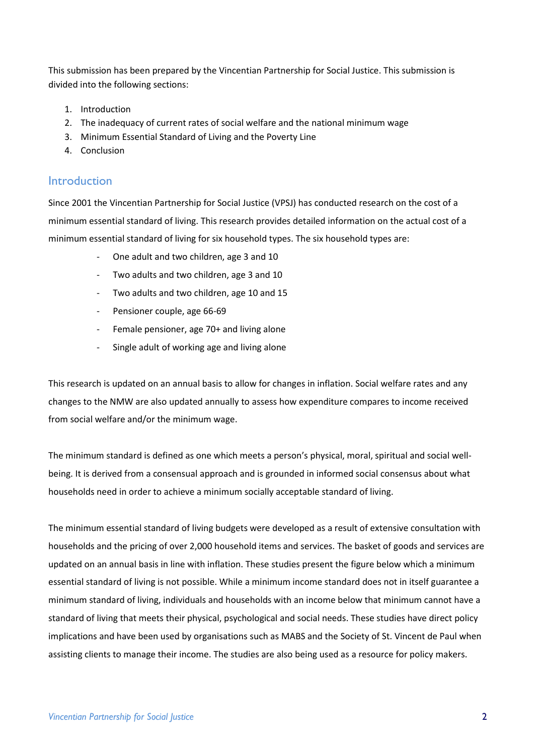This submission has been prepared by the Vincentian Partnership for Social Justice. This submission is divided into the following sections:

1. Introduction
2. The inadequacy of current rates of social welfare and the national minimum wage
3. Minimum Essential Standard of Living and the Poverty Line
4. Conclusion

## Introduction

Since 2001 the Vincentian Partnership for Social Justice (VPSJ) has conducted research on the cost of a minimum essential standard of living. This research provides detailed information on the actual cost of a minimum essential standard of living for six household types. The six household types are:

- One adult and two children, age 3 and 10
- Two adults and two children, age 3 and 10
- Two adults and two children, age 10 and 15
- Pensioner couple, age 66-69
- Female pensioner, age 70+ and living alone
- Single adult of working age and living alone

This research is updated on an annual basis to allow for changes in inflation. Social welfare rates and any changes to the NMW are also updated annually to assess how expenditure compares to income received from social welfare and/or the minimum wage.

The minimum standard is defined as one which meets a person's physical, moral, spiritual and social well-being. It is derived from a consensual approach and is grounded in informed social consensus about what households need in order to achieve a minimum socially acceptable standard of living.

The minimum essential standard of living budgets were developed as a result of extensive consultation with households and the pricing of over 2,000 household items and services. The basket of goods and services are updated on an annual basis in line with inflation. These studies present the figure below which a minimum essential standard of living is not possible. While a minimum income standard does not in itself guarantee a minimum standard of living, individuals and households with an income below that minimum cannot have a standard of living that meets their physical, psychological and social needs. These studies have direct policy implications and have been used by organisations such as MABS and the Society of St. Vincent de Paul when assisting clients to manage their income. The studies are also being used as a resource for policy makers.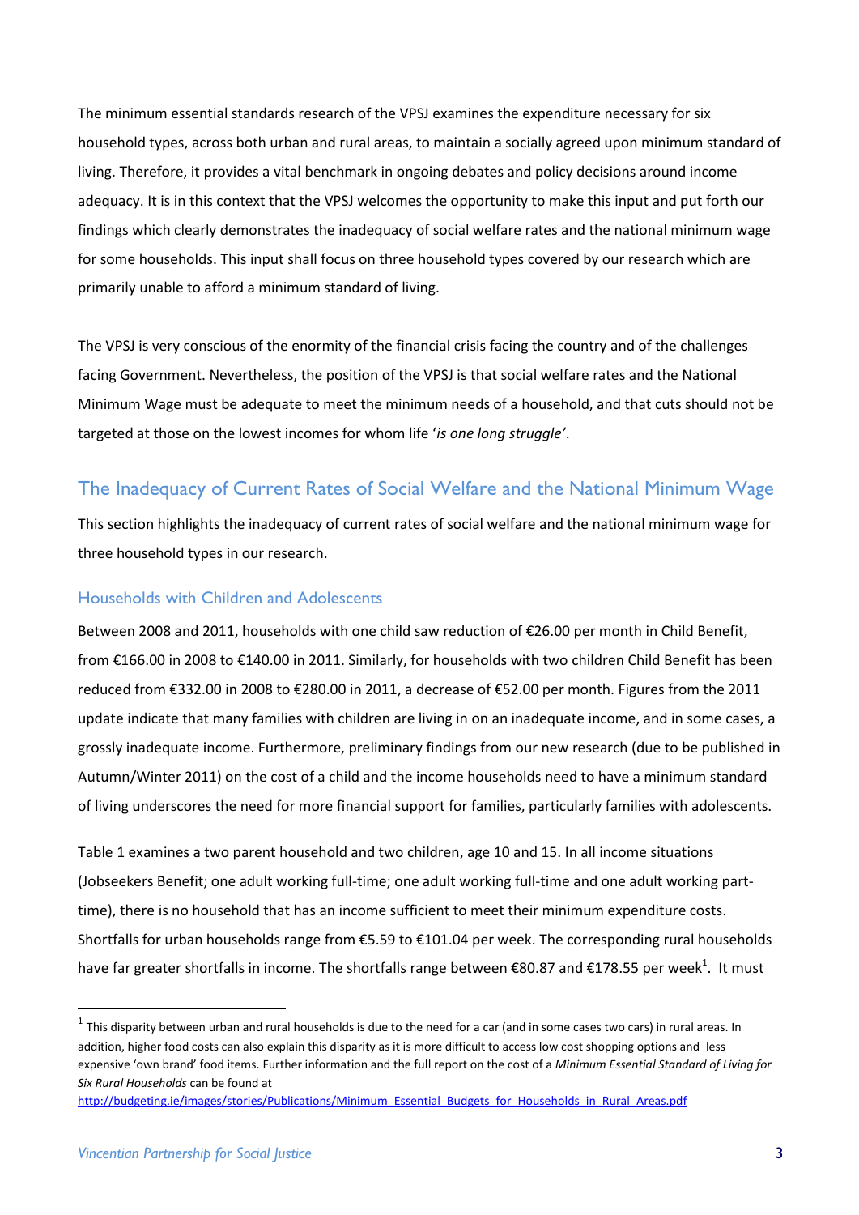The minimum essential standards research of the VPSJ examines the expenditure necessary for six household types, across both urban and rural areas, to maintain a socially agreed upon minimum standard of living. Therefore, it provides a vital benchmark in ongoing debates and policy decisions around income adequacy. It is in this context that the VPSJ welcomes the opportunity to make this input and put forth our findings which clearly demonstrates the inadequacy of social welfare rates and the national minimum wage for some households. This input shall focus on three household types covered by our research which are primarily unable to afford a minimum standard of living.

The VPSJ is very conscious of the enormity of the financial crisis facing the country and of the challenges facing Government. Nevertheless, the position of the VPSJ is that social welfare rates and the National Minimum Wage must be adequate to meet the minimum needs of a household, and that cuts should not be targeted at those on the lowest incomes for whom life '*is one long struggle'*.

## The Inadequacy of Current Rates of Social Welfare and the National Minimum Wage

This section highlights the inadequacy of current rates of social welfare and the national minimum wage for three household types in our research.

### Households with Children and Adolescents

Between 2008 and 2011, households with one child saw reduction of €26.00 per month in Child Benefit, from €166.00 in 2008 to €140.00 in 2011. Similarly, for households with two children Child Benefit has been reduced from €332.00 in 2008 to €280.00 in 2011, a decrease of €52.00 per month. Figures from the 2011 update indicate that many families with children are living in on an inadequate income, and in some cases, a grossly inadequate income. Furthermore, preliminary findings from our new research (due to be published in Autumn/Winter 2011) on the cost of a child and the income households need to have a minimum standard of living underscores the need for more financial support for families, particularly families with adolescents.

Table 1 examines a two parent household and two children, age 10 and 15. In all income situations (Jobseekers Benefit; one adult working full-time; one adult working full-time and one adult working part-time), there is no household that has an income sufficient to meet their minimum expenditure costs. Shortfalls for urban households range from €5.59 to €101.04 per week. The corresponding rural households have far greater shortfalls in income. The shortfalls range between €80.87 and €178.55 per week[1]. It must

[1] This disparity between urban and rural households is due to the need for a car (and in some cases two cars) in rural areas. In addition, higher food costs can also explain this disparity as it is more difficult to access low cost shopping options and less expensive 'own brand' food items. Further information and the full report on the cost of a *Minimum Essential Standard of Living for Six Rural Households* can be found at http://budgeting.ie/images/stories/Publications/Minimum_Essential_Budgets_for_Households_in_Rural_Areas.pdf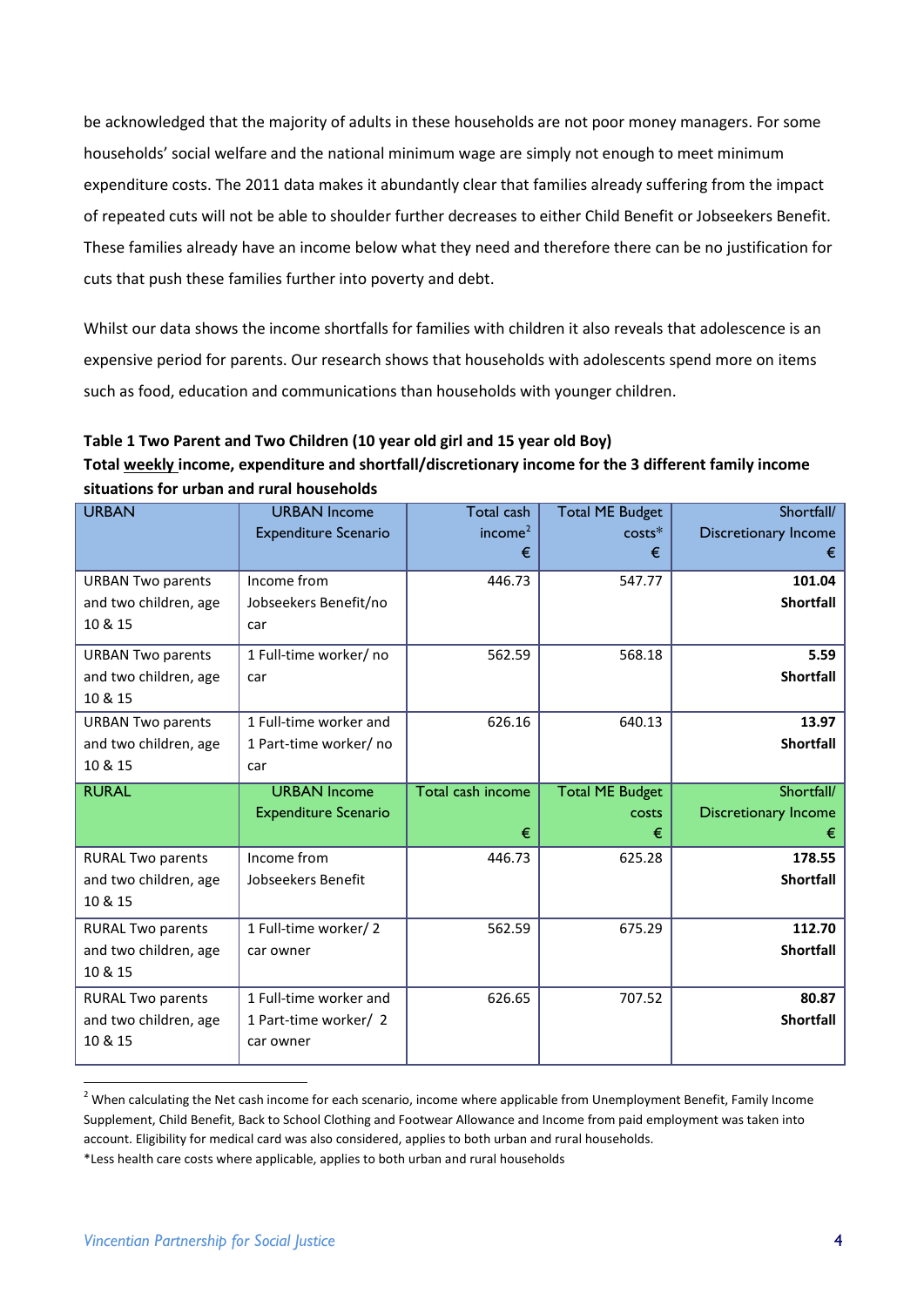be acknowledged that the majority of adults in these households are not poor money managers. For some households' social welfare and the national minimum wage are simply not enough to meet minimum expenditure costs. The 2011 data makes it abundantly clear that families already suffering from the impact of repeated cuts will not be able to shoulder further decreases to either Child Benefit or Jobseekers Benefit. These families already have an income below what they need and therefore there can be no justification for cuts that push these families further into poverty and debt.

Whilst our data shows the income shortfalls for families with children it also reveals that adolescence is an expensive period for parents. Our research shows that households with adolescents spend more on items such as food, education and communications than households with younger children.

**Table 1 Two Parent and Two Children (10 year old girl and 15 year old Boy)**
**Total weekly income, expenditure and shortfall/discretionary income for the 3 different family income situations for urban and rural households**

| URBAN | URBAN Income Expenditure Scenario | Total cash income[2] € | Total ME Budget costs* € | Shortfall/ Discretionary Income € |
|---|---|---|---|---|
| URBAN Two parents and two children, age 10 & 15 | Income from Jobseekers Benefit/no car | 446.73 | 547.77 | **101.04 Shortfall** |
| URBAN Two parents and two children, age 10 & 15 | 1 Full-time worker/ no car | 562.59 | 568.18 | **5.59 Shortfall** |
| URBAN Two parents and two children, age 10 & 15 | 1 Full-time worker and 1 Part-time worker/ no car | 626.16 | 640.13 | **13.97 Shortfall** |
| RURAL | URBAN Income Expenditure Scenario | Total cash income € | Total ME Budget costs € | Shortfall/ Discretionary Income € |
| RURAL Two parents and two children, age 10 & 15 | Income from Jobseekers Benefit | 446.73 | 625.28 | **178.55 Shortfall** |
| RURAL Two parents and two children, age 10 & 15 | 1 Full-time worker/ 2 car owner | 562.59 | 675.29 | **112.70 Shortfall** |
| RURAL Two parents and two children, age 10 & 15 | 1 Full-time worker and 1 Part-time worker/ 2 car owner | 626.65 | 707.52 | **80.87 Shortfall** |

[2] When calculating the Net cash income for each scenario, income where applicable from Unemployment Benefit, Family Income Supplement, Child Benefit, Back to School Clothing and Footwear Allowance and Income from paid employment was taken into account. Eligibility for medical card was also considered, applies to both urban and rural households.

*Less health care costs where applicable, applies to both urban and rural households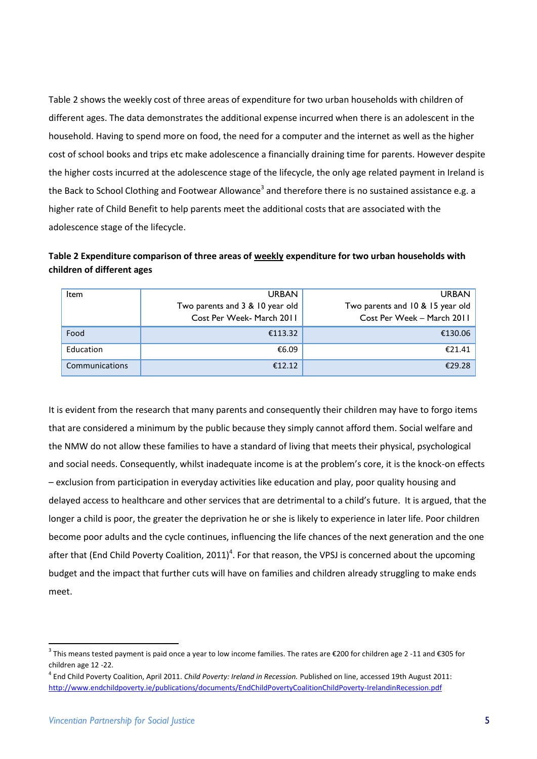Table 2 shows the weekly cost of three areas of expenditure for two urban households with children of different ages. The data demonstrates the additional expense incurred when there is an adolescent in the household. Having to spend more on food, the need for a computer and the internet as well as the higher cost of school books and trips etc make adolescence a financially draining time for parents. However despite the higher costs incurred at the adolescence stage of the lifecycle, the only age related payment in Ireland is the Back to School Clothing and Footwear Allowance[3] and therefore there is no sustained assistance e.g. a higher rate of Child Benefit to help parents meet the additional costs that are associated with the adolescence stage of the lifecycle.

**Table 2 Expenditure comparison of three areas of weekly expenditure for two urban households with children of different ages**

| Item | URBAN<br>Two parents and 3 & 10 year old<br>Cost Per Week- March 2011 | URBAN<br>Two parents and 10 & 15 year old<br>Cost Per Week – March 2011 |
|---|---|---|
| Food | €113.32 | €130.06 |
| Education | €6.09 | €21.41 |
| Communications | €12.12 | €29.28 |

It is evident from the research that many parents and consequently their children may have to forgo items that are considered a minimum by the public because they simply cannot afford them. Social welfare and the NMW do not allow these families to have a standard of living that meets their physical, psychological and social needs. Consequently, whilst inadequate income is at the problem's core, it is the knock-on effects – exclusion from participation in everyday activities like education and play, poor quality housing and delayed access to healthcare and other services that are detrimental to a child's future. It is argued, that the longer a child is poor, the greater the deprivation he or she is likely to experience in later life. Poor children become poor adults and the cycle continues, influencing the life chances of the next generation and the one after that (End Child Poverty Coalition, 2011)[4]. For that reason, the VPSJ is concerned about the upcoming budget and the impact that further cuts will have on families and children already struggling to make ends meet.

---

[3] This means tested payment is paid once a year to low income families. The rates are €200 for children age 2 -11 and €305 for children age 12 -22.

[4] End Child Poverty Coalition, April 2011. *Child Poverty: Ireland in Recession.* Published on line, accessed 19th August 2011: http://www.endchildpoverty.ie/publications/documents/EndChildPovertyCoalitionChildPoverty-IrelandinRecession.pdf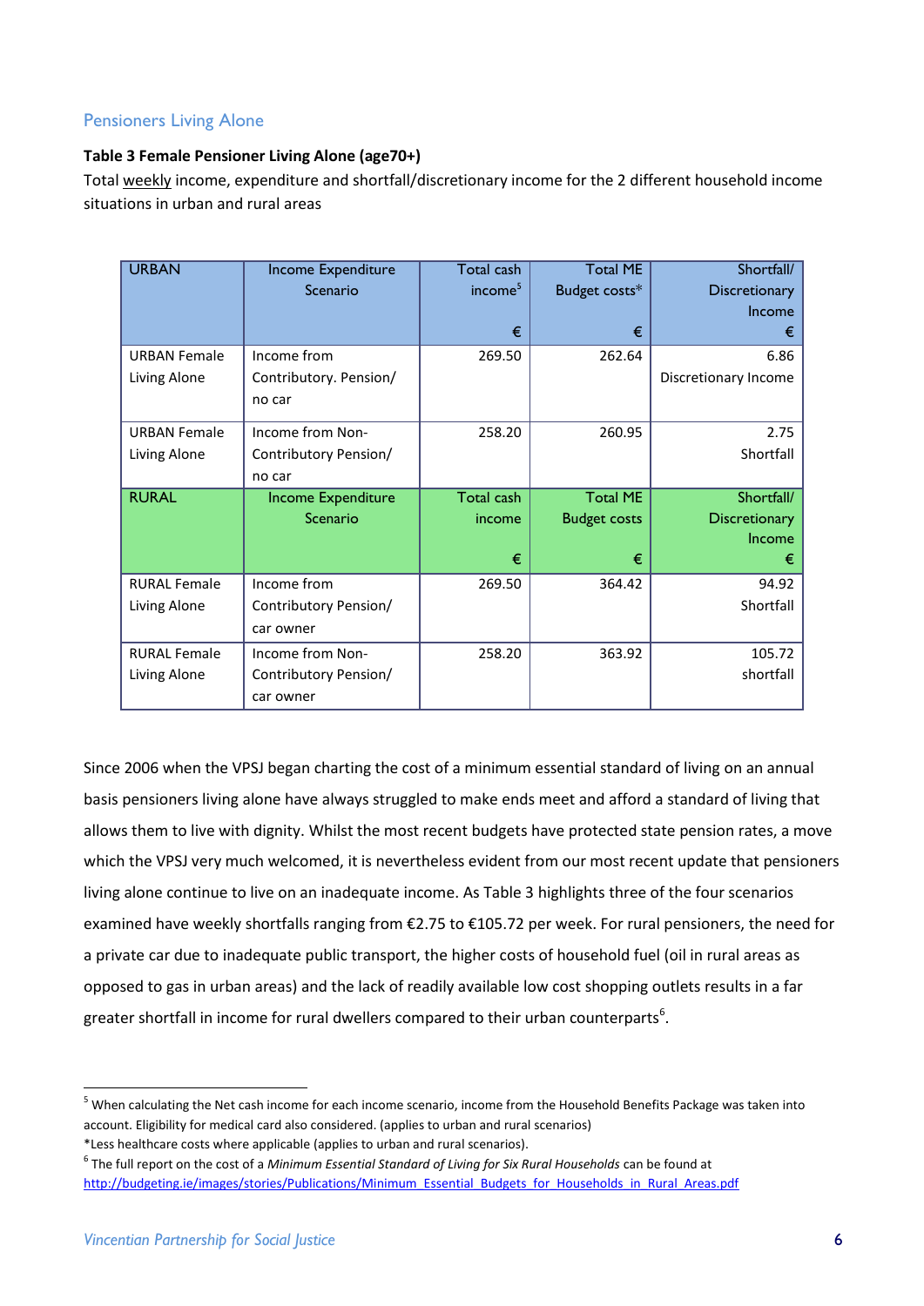## Pensioners Living Alone

**Table 3 Female Pensioner Living Alone (age70+)**

Total weekly income, expenditure and shortfall/discretionary income for the 2 different household income situations in urban and rural areas

| URBAN | Income Expenditure Scenario | Total cash income[5] € | Total ME Budget costs* € | Shortfall/ Discretionary Income € |
|---|---|---|---|---|
| URBAN Female Living Alone | Income from Contributory. Pension/ no car | 269.50 | 262.64 | 6.86 Discretionary Income |
| URBAN Female Living Alone | Income from Non-Contributory Pension/ no car | 258.20 | 260.95 | 2.75 Shortfall |
| **RURAL** | **Income Expenditure Scenario** | **Total cash income €** | **Total ME Budget costs €** | **Shortfall/ Discretionary Income €** |
| RURAL Female Living Alone | Income from Contributory Pension/ car owner | 269.50 | 364.42 | 94.92 Shortfall |
| RURAL Female Living Alone | Income from Non-Contributory Pension/ car owner | 258.20 | 363.92 | 105.72 shortfall |

Since 2006 when the VPSJ began charting the cost of a minimum essential standard of living on an annual basis pensioners living alone have always struggled to make ends meet and afford a standard of living that allows them to live with dignity. Whilst the most recent budgets have protected state pension rates, a move which the VPSJ very much welcomed, it is nevertheless evident from our most recent update that pensioners living alone continue to live on an inadequate income. As Table 3 highlights three of the four scenarios examined have weekly shortfalls ranging from €2.75 to €105.72 per week. For rural pensioners, the need for a private car due to inadequate public transport, the higher costs of household fuel (oil in rural areas as opposed to gas in urban areas) and the lack of readily available low cost shopping outlets results in a far greater shortfall in income for rural dwellers compared to their urban counterparts[6].

---

[5] When calculating the Net cash income for each income scenario, income from the Household Benefits Package was taken into account. Eligibility for medical card also considered. (applies to urban and rural scenarios)

*Less healthcare costs where applicable (applies to urban and rural scenarios).

[6] The full report on the cost of a *Minimum Essential Standard of Living for Six Rural Households* can be found at http://budgeting.ie/images/stories/Publications/Minimum_Essential_Budgets_for_Households_in_Rural_Areas.pdf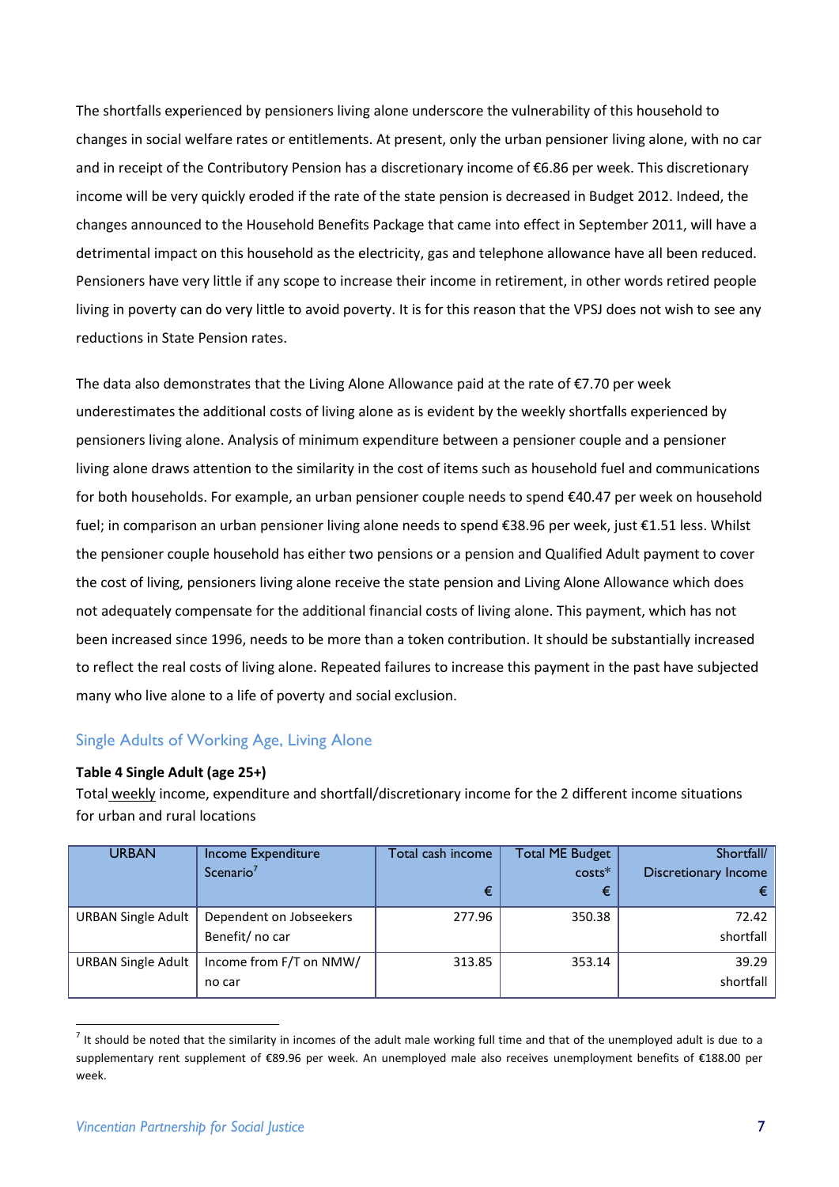The shortfalls experienced by pensioners living alone underscore the vulnerability of this household to changes in social welfare rates or entitlements. At present, only the urban pensioner living alone, with no car and in receipt of the Contributory Pension has a discretionary income of €6.86 per week. This discretionary income will be very quickly eroded if the rate of the state pension is decreased in Budget 2012. Indeed, the changes announced to the Household Benefits Package that came into effect in September 2011, will have a detrimental impact on this household as the electricity, gas and telephone allowance have all been reduced. Pensioners have very little if any scope to increase their income in retirement, in other words retired people living in poverty can do very little to avoid poverty. It is for this reason that the VPSJ does not wish to see any reductions in State Pension rates.

The data also demonstrates that the Living Alone Allowance paid at the rate of €7.70 per week underestimates the additional costs of living alone as is evident by the weekly shortfalls experienced by pensioners living alone. Analysis of minimum expenditure between a pensioner couple and a pensioner living alone draws attention to the similarity in the cost of items such as household fuel and communications for both households. For example, an urban pensioner couple needs to spend €40.47 per week on household fuel; in comparison an urban pensioner living alone needs to spend €38.96 per week, just €1.51 less. Whilst the pensioner couple household has either two pensions or a pension and Qualified Adult payment to cover the cost of living, pensioners living alone receive the state pension and Living Alone Allowance which does not adequately compensate for the additional financial costs of living alone. This payment, which has not been increased since 1996, needs to be more than a token contribution. It should be substantially increased to reflect the real costs of living alone. Repeated failures to increase this payment in the past have subjected many who live alone to a life of poverty and social exclusion.

## Single Adults of Working Age, Living Alone

**Table 4 Single Adult (age 25+)**

Total weekly income, expenditure and shortfall/discretionary income for the 2 different income situations for urban and rural locations

| URBAN | Income Expenditure Scenario[7] | Total cash income € | Total ME Budget costs* € | Shortfall/ Discretionary Income € |
|---|---|---|---|---|
| URBAN Single Adult | Dependent on Jobseekers Benefit/ no car | 277.96 | 350.38 | 72.42 shortfall |
| URBAN Single Adult | Income from F/T on NMW/ no car | 313.85 | 353.14 | 39.29 shortfall |

[7] It should be noted that the similarity in incomes of the adult male working full time and that of the unemployed adult is due to a supplementary rent supplement of €89.96 per week. An unemployed male also receives unemployment benefits of €188.00 per week.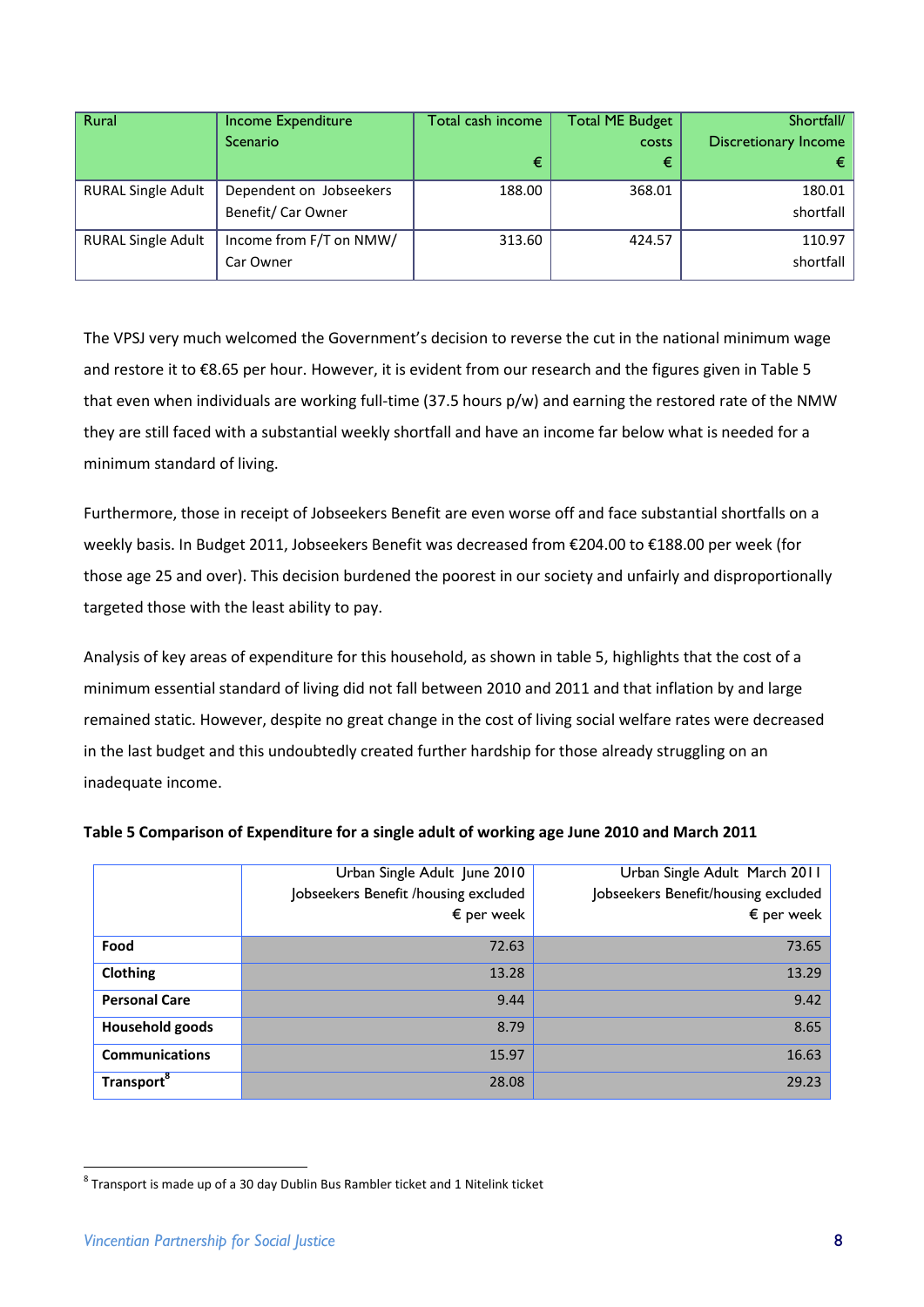| Rural | Income Expenditure Scenario | Total cash income € | Total ME Budget costs € | Shortfall/ Discretionary Income € |
|---|---|---|---|---|
| RURAL Single Adult | Dependent on Jobseekers Benefit/ Car Owner | 188.00 | 368.01 | 180.01 shortfall |
| RURAL Single Adult | Income from F/T on NMW/ Car Owner | 313.60 | 424.57 | 110.97 shortfall |

The VPSJ very much welcomed the Government's decision to reverse the cut in the national minimum wage and restore it to €8.65 per hour. However, it is evident from our research and the figures given in Table 5 that even when individuals are working full-time (37.5 hours p/w) and earning the restored rate of the NMW they are still faced with a substantial weekly shortfall and have an income far below what is needed for a minimum standard of living.

Furthermore, those in receipt of Jobseekers Benefit are even worse off and face substantial shortfalls on a weekly basis. In Budget 2011, Jobseekers Benefit was decreased from €204.00 to €188.00 per week (for those age 25 and over). This decision burdened the poorest in our society and unfairly and disproportionally targeted those with the least ability to pay.

Analysis of key areas of expenditure for this household, as shown in table 5, highlights that the cost of a minimum essential standard of living did not fall between 2010 and 2011 and that inflation by and large remained static. However, despite no great change in the cost of living social welfare rates were decreased in the last budget and this undoubtedly created further hardship for those already struggling on an inadequate income.

**Table 5 Comparison of Expenditure for a single adult of working age June 2010 and March 2011**

| | Urban Single Adult June 2010 Jobseekers Benefit /housing excluded € per week | Urban Single Adult March 2011 Jobseekers Benefit/housing excluded € per week |
|---|---|---|
| **Food** | 72.63 | 73.65 |
| **Clothing** | 13.28 | 13.29 |
| **Personal Care** | 9.44 | 9.42 |
| **Household goods** | 8.79 | 8.65 |
| **Communications** | 15.97 | 16.63 |
| **Transport**[8] | 28.08 | 29.23 |

[8] Transport is made up of a 30 day Dublin Bus Rambler ticket and 1 Nitelink ticket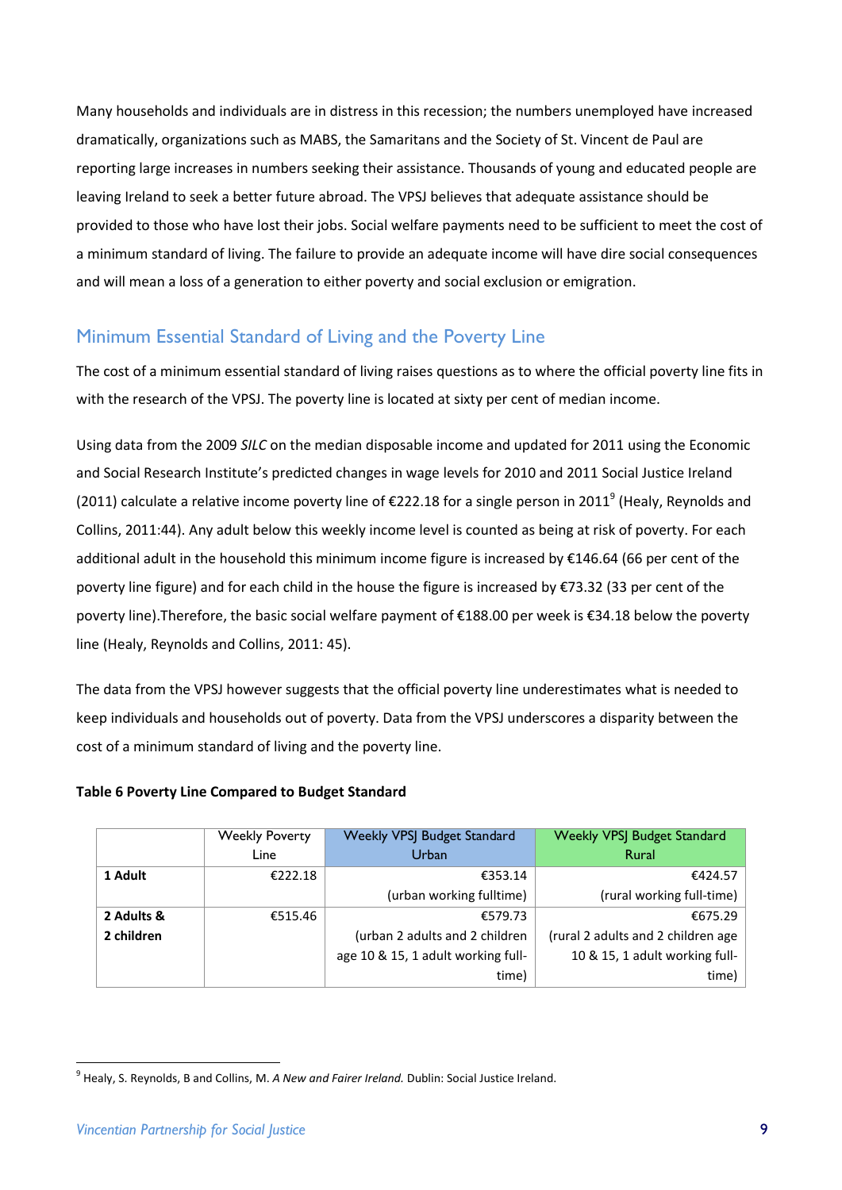Many households and individuals are in distress in this recession; the numbers unemployed have increased dramatically, organizations such as MABS, the Samaritans and the Society of St. Vincent de Paul are reporting large increases in numbers seeking their assistance. Thousands of young and educated people are leaving Ireland to seek a better future abroad. The VPSJ believes that adequate assistance should be provided to those who have lost their jobs. Social welfare payments need to be sufficient to meet the cost of a minimum standard of living. The failure to provide an adequate income will have dire social consequences and will mean a loss of a generation to either poverty and social exclusion or emigration.

## Minimum Essential Standard of Living and the Poverty Line

The cost of a minimum essential standard of living raises questions as to where the official poverty line fits in with the research of the VPSJ. The poverty line is located at sixty per cent of median income.

Using data from the 2009 *SILC* on the median disposable income and updated for 2011 using the Economic and Social Research Institute's predicted changes in wage levels for 2010 and 2011 Social Justice Ireland (2011) calculate a relative income poverty line of €222.18 for a single person in 2011[9] (Healy, Reynolds and Collins, 2011:44). Any adult below this weekly income level is counted as being at risk of poverty. For each additional adult in the household this minimum income figure is increased by €146.64 (66 per cent of the poverty line figure) and for each child in the house the figure is increased by €73.32 (33 per cent of the poverty line).Therefore, the basic social welfare payment of €188.00 per week is €34.18 below the poverty line (Healy, Reynolds and Collins, 2011: 45).

The data from the VPSJ however suggests that the official poverty line underestimates what is needed to keep individuals and households out of poverty. Data from the VPSJ underscores a disparity between the cost of a minimum standard of living and the poverty line.

**Table 6 Poverty Line Compared to Budget Standard**

| | Weekly Poverty Line | Weekly VPSJ Budget Standard Urban | Weekly VPSJ Budget Standard Rural |
|---|---|---|---|
| **1 Adult** | €222.18 | €353.14 (urban working fulltime) | €424.57 (rural working full-time) |
| **2 Adults & 2 children** | €515.46 | €579.73 (urban 2 adults and 2 children age 10 & 15, 1 adult working full-time) | €675.29 (rural 2 adults and 2 children age 10 & 15, 1 adult working full-time) |

[9] Healy, S. Reynolds, B and Collins, M. *A New and Fairer Ireland.* Dublin: Social Justice Ireland.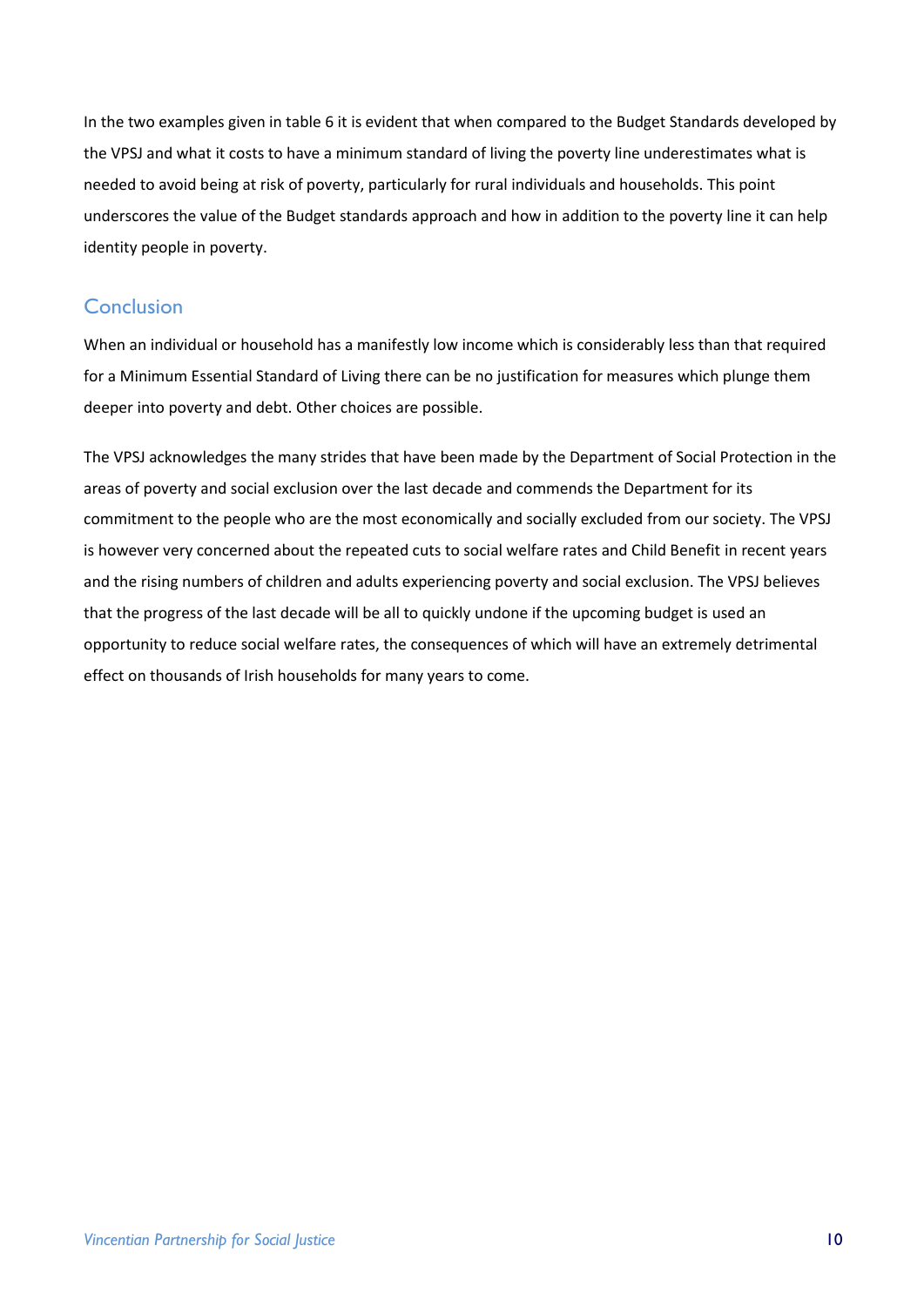In the two examples given in table 6 it is evident that when compared to the Budget Standards developed by the VPSJ and what it costs to have a minimum standard of living the poverty line underestimates what is needed to avoid being at risk of poverty, particularly for rural individuals and households. This point underscores the value of the Budget standards approach and how in addition to the poverty line it can help identity people in poverty.

## Conclusion

When an individual or household has a manifestly low income which is considerably less than that required for a Minimum Essential Standard of Living there can be no justification for measures which plunge them deeper into poverty and debt. Other choices are possible.

The VPSJ acknowledges the many strides that have been made by the Department of Social Protection in the areas of poverty and social exclusion over the last decade and commends the Department for its commitment to the people who are the most economically and socially excluded from our society. The VPSJ is however very concerned about the repeated cuts to social welfare rates and Child Benefit in recent years and the rising numbers of children and adults experiencing poverty and social exclusion. The VPSJ believes that the progress of the last decade will be all to quickly undone if the upcoming budget is used an opportunity to reduce social welfare rates, the consequences of which will have an extremely detrimental effect on thousands of Irish households for many years to come.